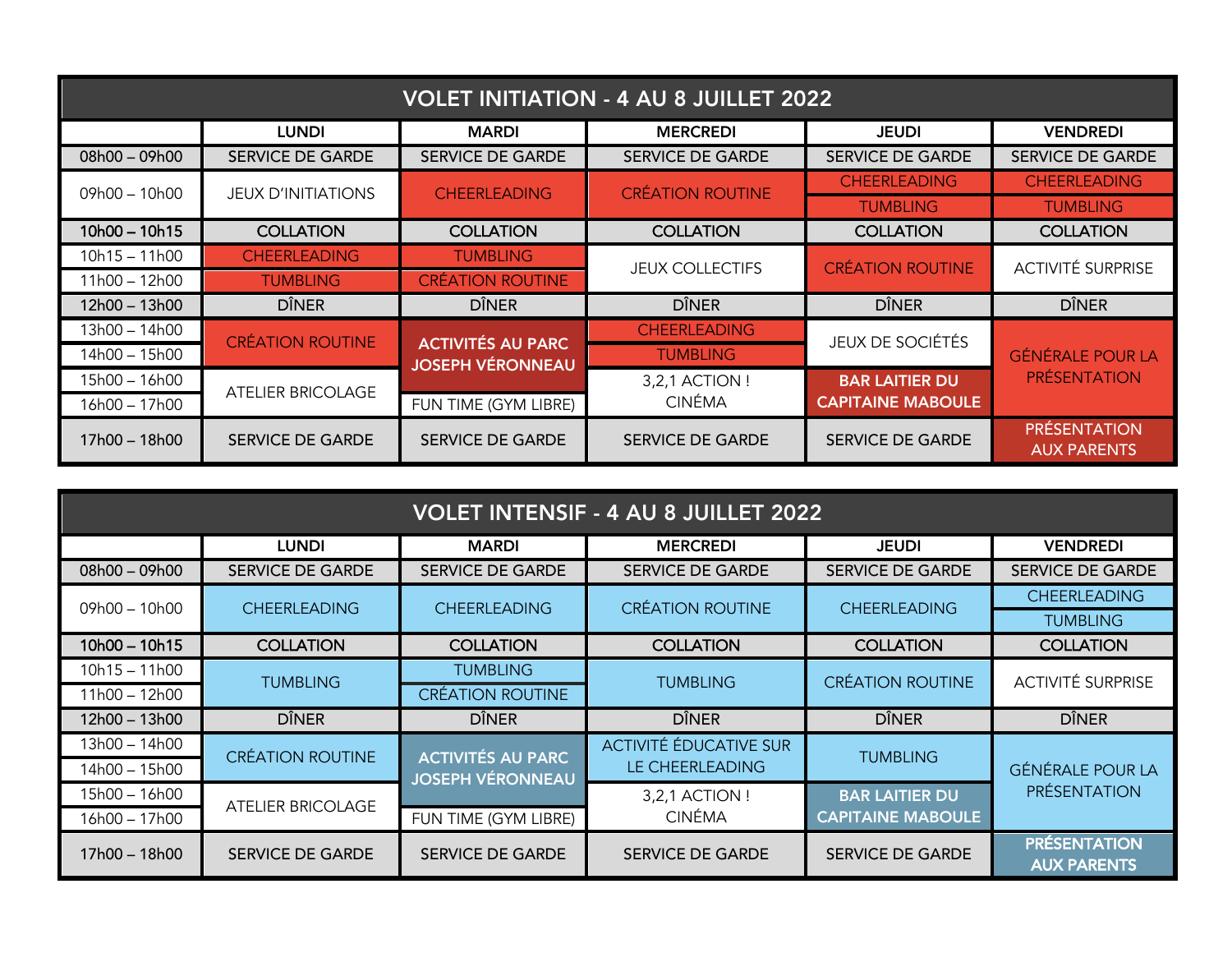## VOLET INITIATION - 4 AU 8 JUILLET 2022

| | LUNDI | MARDI | MERCREDI | JEUDI | VENDREDI |
|---|---|---|---|---|---|
| 08h00 – 09h00 | SERVICE DE GARDE | SERVICE DE GARDE | SERVICE DE GARDE | SERVICE DE GARDE | SERVICE DE GARDE |
| 09h00 – 10h00 | JEUX D'INITIATIONS | CHEERLEADING | CRÉATION ROUTINE | CHEERLEADING / TUMBLING | CHEERLEADING / TUMBLING |
| 10h00 – 10h15 | COLLATION | COLLATION | COLLATION | COLLATION | COLLATION |
| 10h15 – 11h00 | CHEERLEADING | TUMBLING | JEUX COLLECTIFS | CRÉATION ROUTINE | ACTIVITÉ SURPRISE |
| 11h00 – 12h00 | TUMBLING | CRÉATION ROUTINE | JEUX COLLECTIFS | CRÉATION ROUTINE | ACTIVITÉ SURPRISE |
| 12h00 – 13h00 | DÎNER | DÎNER | DÎNER | DÎNER | DÎNER |
| 13h00 – 14h00 | CRÉATION ROUTINE | **ACTIVITÉS AU PARC JOSEPH VÉRONNEAU** | CHEERLEADING | JEUX DE SOCIÉTÉS | GÉNÉRALE POUR LA PRÉSENTATION |
| 14h00 – 15h00 | CRÉATION ROUTINE | **ACTIVITÉS AU PARC JOSEPH VÉRONNEAU** | TUMBLING | JEUX DE SOCIÉTÉS | GÉNÉRALE POUR LA PRÉSENTATION |
| 15h00 – 16h00 | ATELIER BRICOLAGE | **ACTIVITÉS AU PARC JOSEPH VÉRONNEAU** | 3,2,1 ACTION ! CINÉMA | **BAR LAITIER DU CAPITAINE MABOULE** | GÉNÉRALE POUR LA PRÉSENTATION |
| 16h00 – 17h00 | ATELIER BRICOLAGE | FUN TIME (GYM LIBRE) | 3,2,1 ACTION ! CINÉMA | **BAR LAITIER DU CAPITAINE MABOULE** | GÉNÉRALE POUR LA PRÉSENTATION |
| 17h00 – 18h00 | SERVICE DE GARDE | SERVICE DE GARDE | SERVICE DE GARDE | SERVICE DE GARDE | PRÉSENTATION AUX PARENTS |

## VOLET INTENSIF - 4 AU 8 JUILLET 2022

| | LUNDI | MARDI | MERCREDI | JEUDI | VENDREDI |
|---|---|---|---|---|---|
| 08h00 – 09h00 | SERVICE DE GARDE | SERVICE DE GARDE | SERVICE DE GARDE | SERVICE DE GARDE | SERVICE DE GARDE |
| 09h00 – 10h00 | CHEERLEADING | CHEERLEADING | CRÉATION ROUTINE | CHEERLEADING | CHEERLEADING / TUMBLING |
| 10h00 – 10h15 | COLLATION | COLLATION | COLLATION | COLLATION | COLLATION |
| 10h15 – 11h00 | TUMBLING | TUMBLING | TUMBLING | CRÉATION ROUTINE | ACTIVITÉ SURPRISE |
| 11h00 – 12h00 | TUMBLING | CRÉATION ROUTINE | TUMBLING | CRÉATION ROUTINE | ACTIVITÉ SURPRISE |
| 12h00 – 13h00 | DÎNER | DÎNER | DÎNER | DÎNER | DÎNER |
| 13h00 – 14h00 | CRÉATION ROUTINE | **ACTIVITÉS AU PARC JOSEPH VÉRONNEAU** | ACTIVITÉ ÉDUCATIVE SUR LE CHEERLEADING | TUMBLING | GÉNÉRALE POUR LA PRÉSENTATION |
| 14h00 – 15h00 | CRÉATION ROUTINE | **ACTIVITÉS AU PARC JOSEPH VÉRONNEAU** | ACTIVITÉ ÉDUCATIVE SUR LE CHEERLEADING | TUMBLING | GÉNÉRALE POUR LA PRÉSENTATION |
| 15h00 – 16h00 | ATELIER BRICOLAGE | **ACTIVITÉS AU PARC JOSEPH VÉRONNEAU** | 3,2,1 ACTION ! CINÉMA | **BAR LAITIER DU CAPITAINE MABOULE** | GÉNÉRALE POUR LA PRÉSENTATION |
| 16h00 – 17h00 | ATELIER BRICOLAGE | FUN TIME (GYM LIBRE) | 3,2,1 ACTION ! CINÉMA | **BAR LAITIER DU CAPITAINE MABOULE** | GÉNÉRALE POUR LA PRÉSENTATION |
| 17h00 – 18h00 | SERVICE DE GARDE | SERVICE DE GARDE | SERVICE DE GARDE | SERVICE DE GARDE | **PRÉSENTATION AUX PARENTS** |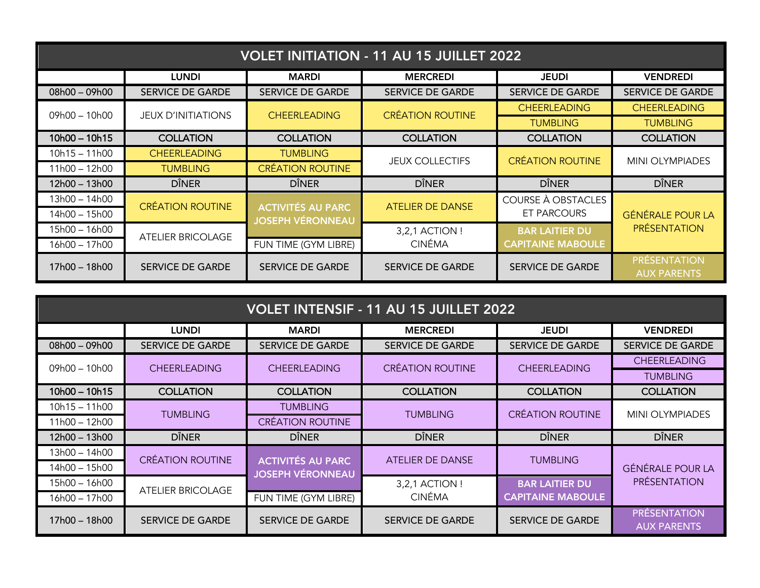## VOLET INITIATION - 11 AU 15 JUILLET 2022

| | LUNDI | MARDI | MERCREDI | JEUDI | VENDREDI |
|---|---|---|---|---|---|
| 08h00 – 09h00 | SERVICE DE GARDE | SERVICE DE GARDE | SERVICE DE GARDE | SERVICE DE GARDE | SERVICE DE GARDE |
| 09h00 – 10h00 | JEUX D'INITIATIONS | CHEERLEADING | CRÉATION ROUTINE | CHEERLEADING / TUMBLING | CHEERLEADING / TUMBLING |
| 10h00 – 10h15 | COLLATION | COLLATION | COLLATION | COLLATION | COLLATION |
| 10h15 – 11h00 | CHEERLEADING | TUMBLING | JEUX COLLECTIFS | CRÉATION ROUTINE | MINI OLYMPIADES |
| 11h00 – 12h00 | TUMBLING | CRÉATION ROUTINE | | | |
| 12h00 – 13h00 | DÎNER | DÎNER | DÎNER | DÎNER | DÎNER |
| 13h00 – 14h00 | CRÉATION ROUTINE | ACTIVITÉS AU PARC JOSEPH VÉRONNEAU | ATELIER DE DANSE | COURSE À OBSTACLES ET PARCOURS | GÉNÉRALE POUR LA PRÉSENTATION |
| 14h00 – 15h00 | | | | | |
| 15h00 – 16h00 | ATELIER BRICOLAGE | | 3,2,1 ACTION ! CINÉMA | BAR LAITIER DU CAPITAINE MABOULE | |
| 16h00 – 17h00 | | FUN TIME (GYM LIBRE) | | | |
| 17h00 – 18h00 | SERVICE DE GARDE | SERVICE DE GARDE | SERVICE DE GARDE | SERVICE DE GARDE | PRÉSENTATION AUX PARENTS |

## VOLET INTENSIF - 11 AU 15 JUILLET 2022

| | LUNDI | MARDI | MERCREDI | JEUDI | VENDREDI |
|---|---|---|---|---|---|
| 08h00 – 09h00 | SERVICE DE GARDE | SERVICE DE GARDE | SERVICE DE GARDE | SERVICE DE GARDE | SERVICE DE GARDE |
| 09h00 – 10h00 | CHEERLEADING | CHEERLEADING | CRÉATION ROUTINE | CHEERLEADING | CHEERLEADING / TUMBLING |
| 10h00 – 10h15 | COLLATION | COLLATION | COLLATION | COLLATION | COLLATION |
| 10h15 – 11h00 | TUMBLING | TUMBLING | TUMBLING | CRÉATION ROUTINE | MINI OLYMPIADES |
| 11h00 – 12h00 | | CRÉATION ROUTINE | | | |
| 12h00 – 13h00 | DÎNER | DÎNER | DÎNER | DÎNER | DÎNER |
| 13h00 – 14h00 | CRÉATION ROUTINE | ACTIVITÉS AU PARC JOSEPH VÉRONNEAU | ATELIER DE DANSE | TUMBLING | GÉNÉRALE POUR LA PRÉSENTATION |
| 14h00 – 15h00 | | | | | |
| 15h00 – 16h00 | ATELIER BRICOLAGE | | 3,2,1 ACTION ! CINÉMA | BAR LAITIER DU CAPITAINE MABOULE | |
| 16h00 – 17h00 | | FUN TIME (GYM LIBRE) | | | |
| 17h00 – 18h00 | SERVICE DE GARDE | SERVICE DE GARDE | SERVICE DE GARDE | SERVICE DE GARDE | PRÉSENTATION AUX PARENTS |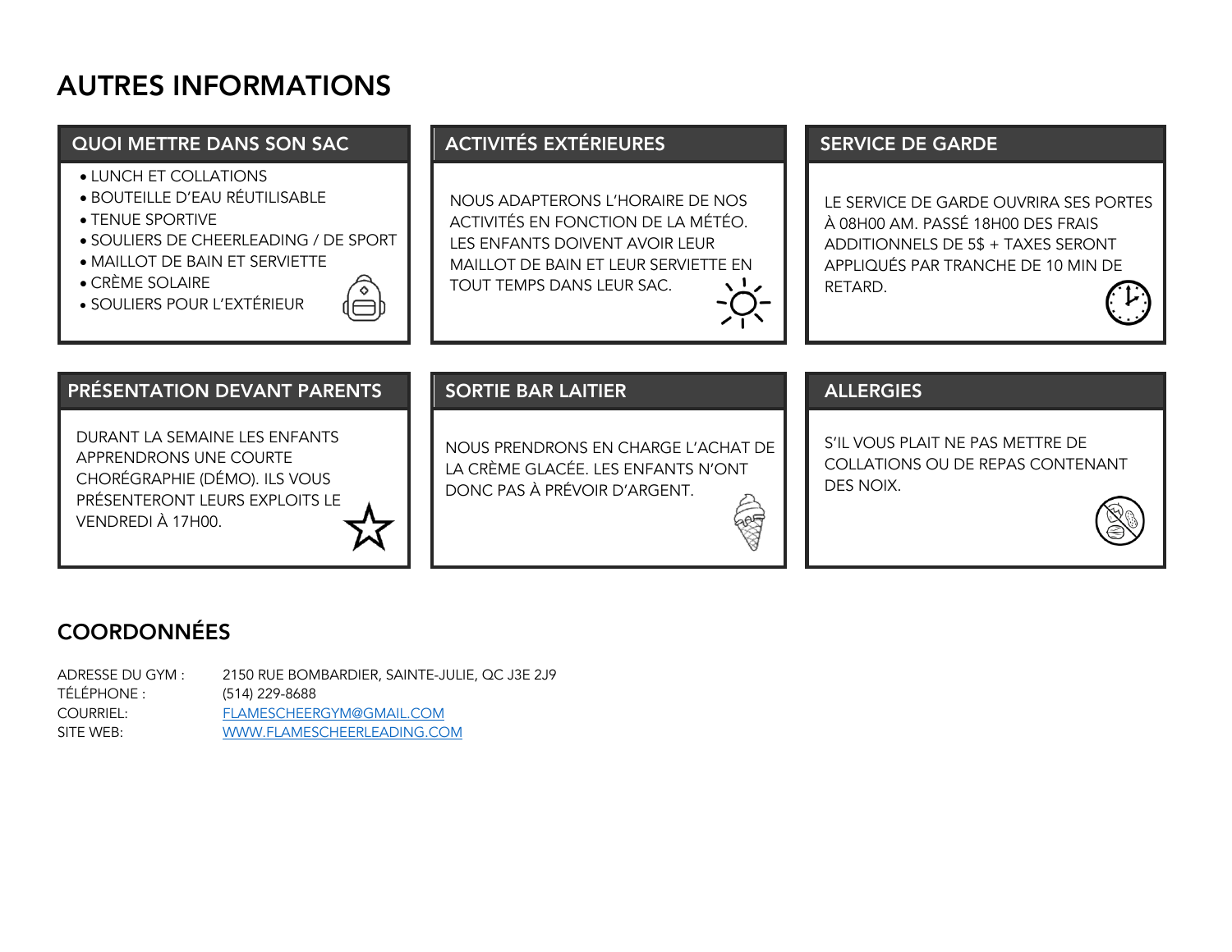# AUTRES INFORMATIONS

## QUOI METTRE DANS SON SAC

- LUNCH ET COLLATIONS
- BOUTEILLE D'EAU RÉUTILISABLE
- TENUE SPORTIVE
- SOULIERS DE CHEERLEADING / DE SPORT
- MAILLOT DE BAIN ET SERVIETTE
- CRÈME SOLAIRE
- SOULIERS POUR L'EXTÉRIEUR

## ACTIVITÉS EXTÉRIEURES

NOUS ADAPTERONS L'HORAIRE DE NOS ACTIVITÉS EN FONCTION DE LA MÉTÉO. LES ENFANTS DOIVENT AVOIR LEUR MAILLOT DE BAIN ET LEUR SERVIETTE EN TOUT TEMPS DANS LEUR SAC.

## SERVICE DE GARDE

LE SERVICE DE GARDE OUVRIRA SES PORTES À 08H00 AM. PASSÉ 18H00 DES FRAIS ADDITIONNELS DE 5$ + TAXES SERONT APPLIQUÉS PAR TRANCHE DE 10 MIN DE RETARD.

## PRÉSENTATION DEVANT PARENTS

DURANT LA SEMAINE LES ENFANTS APPRENDRONS UNE COURTE CHORÉGRAPHIE (DÉMO). ILS VOUS PRÉSENTERONT LEURS EXPLOITS LE VENDREDI À 17H00.

## SORTIE BAR LAITIER

NOUS PRENDRONS EN CHARGE L'ACHAT DE LA CRÈME GLACÉE. LES ENFANTS N'ONT DONC PAS À PRÉVOIR D'ARGENT.

## ALLERGIES

S'IL VOUS PLAIT NE PAS METTRE DE COLLATIONS OU DE REPAS CONTENANT DES NOIX.

# COORDONNÉES

| | |
|---|---|
| ADRESSE DU GYM : | 2150 RUE BOMBARDIER, SAINTE-JULIE, QC J3E 2J9 |
| TÉLÉPHONE : | (514) 229-8688 |
| COURRIEL: | FLAMESCHEERGYM@GMAIL.COM |
| SITE WEB: | WWW.FLAMESCHEERLEADING.COM |